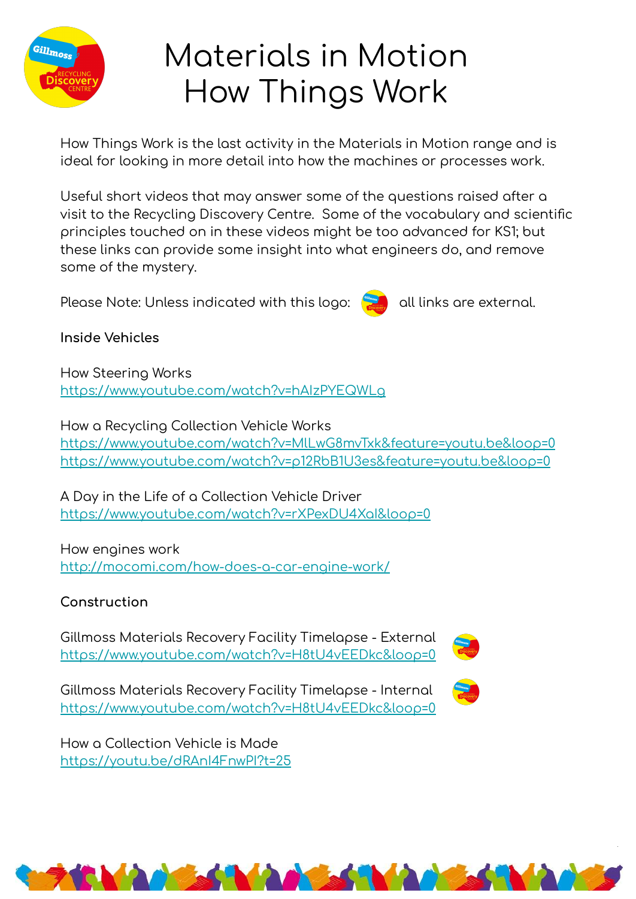# Materials in Motion
# How Things Work

How Things Work is the last activity in the Materials in Motion range and is ideal for looking in more detail into how the machines or processes work.

Useful short videos that may answer some of the questions raised after a visit to the Recycling Discovery Centre. Some of the vocabulary and scientific principles touched on in these videos might be too advanced for KS1; but these links can provide some insight into what engineers do, and remove some of the mystery.

Please Note: Unless indicated with this logo: all links are external.

**Inside Vehicles**

How Steering Works
https://www.youtube.com/watch?v=hAIzPYEQWLg

How a Recycling Collection Vehicle Works
https://www.youtube.com/watch?v=MlLwG8mvTxk&feature=youtu.be&loop=0
https://www.youtube.com/watch?v=p12RbB1U3es&feature=youtu.be&loop=0

A Day in the Life of a Collection Vehicle Driver
https://www.youtube.com/watch?v=rXPexDU4XaI&loop=0

How engines work
http://mocomi.com/how-does-a-car-engine-work/

**Construction**

Gillmoss Materials Recovery Facility Timelapse - External
https://www.youtube.com/watch?v=H8tU4vEEDkc&loop=0

Gillmoss Materials Recovery Facility Timelapse - Internal
https://www.youtube.com/watch?v=H8tU4vEEDkc&loop=0

How a Collection Vehicle is Made
https://youtu.be/dRAnl4FnwPI?t=25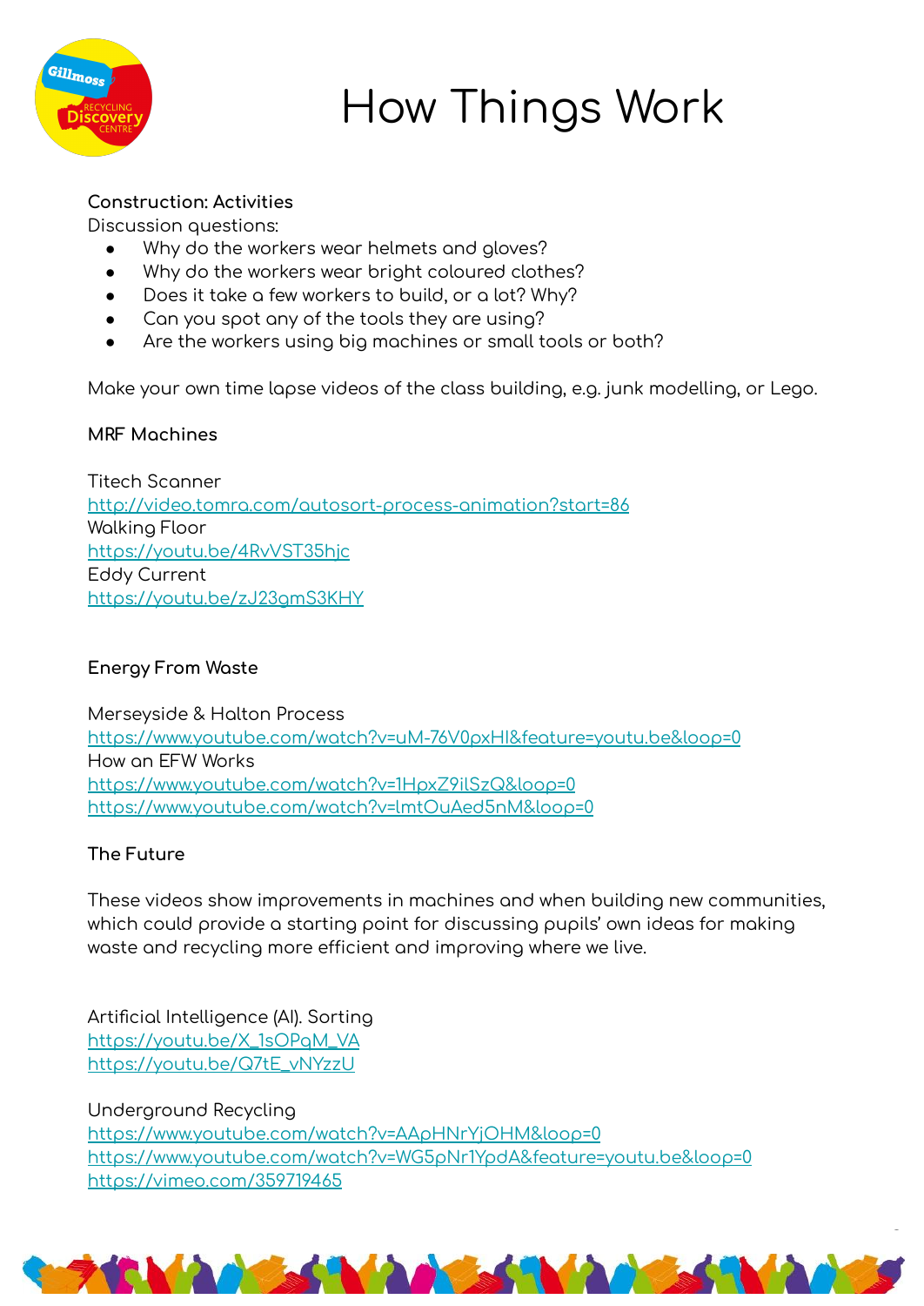# How Things Work

**Construction: Activities**

Discussion questions:

- Why do the workers wear helmets and gloves?
- Why do the workers wear bright coloured clothes?
- Does it take a few workers to build, or a lot? Why?
- Can you spot any of the tools they are using?
- Are the workers using big machines or small tools or both?

Make your own time lapse videos of the class building, e.g. junk modelling, or Lego.

**MRF Machines**

Titech Scanner
http://video.tomra.com/autosort-process-animation?start=86
Walking Floor
https://youtu.be/4RvVST35hjc
Eddy Current
https://youtu.be/zJ23gmS3KHY

**Energy From Waste**

Merseyside & Halton Process
https://www.youtube.com/watch?v=uM-76V0pxHI&feature=youtu.be&loop=0
How an EFW Works
https://www.youtube.com/watch?v=1HpxZ9ilSzQ&loop=0
https://www.youtube.com/watch?v=lmtOuAed5nM&loop=0

**The Future**

These videos show improvements in machines and when building new communities, which could provide a starting point for discussing pupils' own ideas for making waste and recycling more efficient and improving where we live.

Artificial Intelligence (AI). Sorting
https://youtu.be/X_1sOPqM_VA
https://youtu.be/Q7tE_vNYzzU

Underground Recycling
https://www.youtube.com/watch?v=AApHNrYjOHM&loop=0
https://www.youtube.com/watch?v=WG5pNr1YpdA&feature=youtu.be&loop=0
https://vimeo.com/359719465